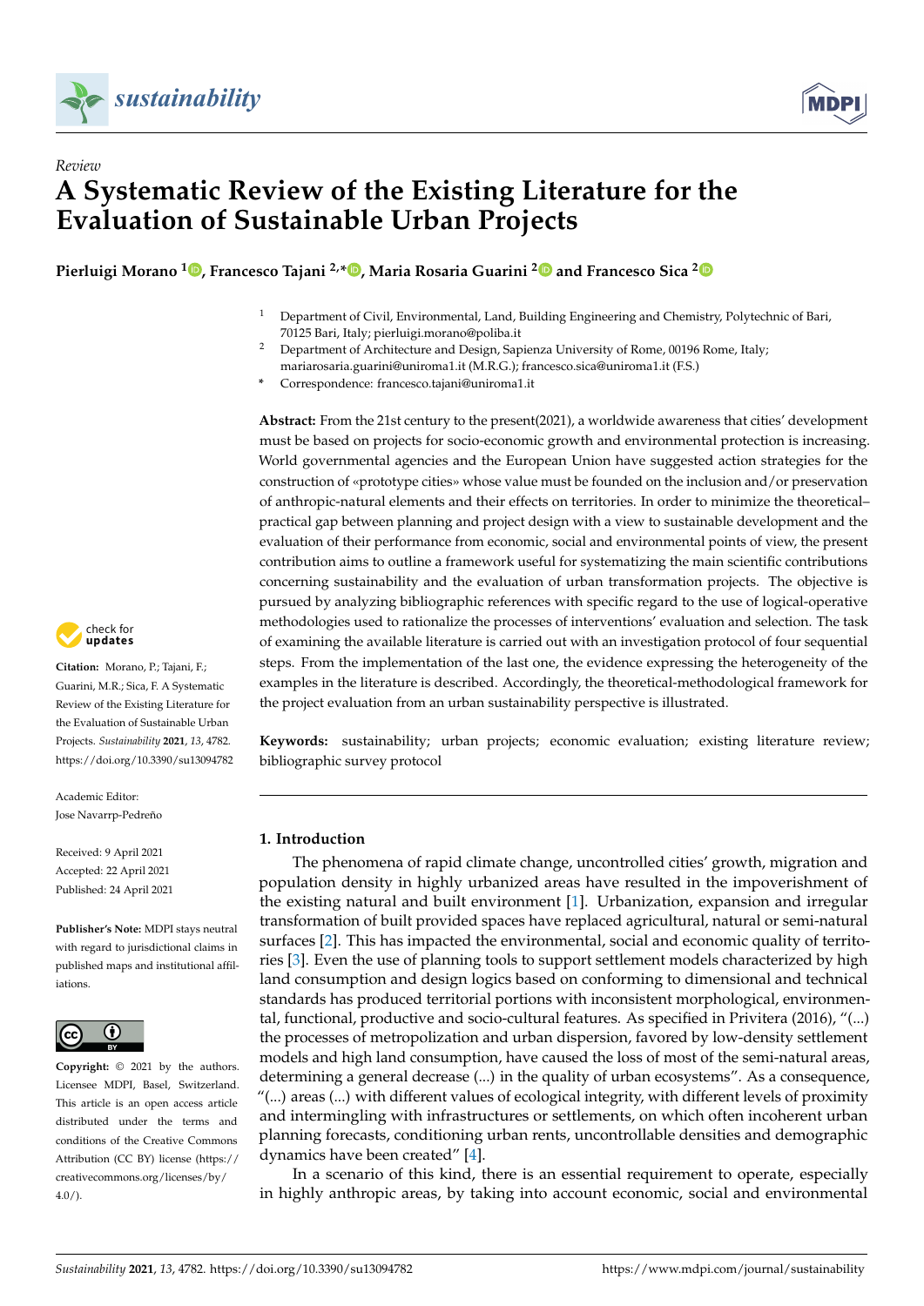*Review*

# A Systematic Review of the Existing Literature for the Evaluation of Sustainable Urban Projects

**Pierluigi Morano [1], Francesco Tajani [2,*], Maria Rosaria Guarini [2] and Francesco Sica [2]**

[1] Department of Civil, Environmental, Land, Building Engineering and Chemistry, Polytechnic of Bari, 70125 Bari, Italy; pierluigi.morano@poliba.it

[2] Department of Architecture and Design, Sapienza University of Rome, 00196 Rome, Italy; mariarosaria.guarini@uniroma1.it (M.R.G.); francesco.sica@uniroma1.it (F.S.)

* Correspondence: francesco.tajani@uniroma1.it

**Abstract:** From the 21st century to the present(2021), a worldwide awareness that cities' development must be based on projects for socio-economic growth and environmental protection is increasing. World governmental agencies and the European Union have suggested action strategies for the construction of «prototype cities» whose value must be founded on the inclusion and/or preservation of anthropic-natural elements and their effects on territories. In order to minimize the theoretical–practical gap between planning and project design with a view to sustainable development and the evaluation of their performance from economic, social and environmental points of view, the present contribution aims to outline a framework useful for systematizing the main scientific contributions concerning sustainability and the evaluation of urban transformation projects. The objective is pursued by analyzing bibliographic references with specific regard to the use of logical-operative methodologies used to rationalize the processes of interventions' evaluation and selection. The task of examining the available literature is carried out with an investigation protocol of four sequential steps. From the implementation of the last one, the evidence expressing the heterogeneity of the examples in the literature is described. Accordingly, the theoretical-methodological framework for the project evaluation from an urban sustainability perspective is illustrated.

**Keywords:** sustainability; urban projects; economic evaluation; existing literature review; bibliographic survey protocol

**Citation:** Morano, P.; Tajani, F.; Guarini, M.R.; Sica, F. A Systematic Review of the Existing Literature for the Evaluation of Sustainable Urban Projects. *Sustainability* **2021**, *13*, 4782. https://doi.org/10.3390/su13094782

Academic Editor: Jose Navarrp-Pedreño

Received: 9 April 2021
Accepted: 22 April 2021
Published: 24 April 2021

**Publisher's Note:** MDPI stays neutral with regard to jurisdictional claims in published maps and institutional affiliations.

**Copyright:** © 2021 by the authors. Licensee MDPI, Basel, Switzerland. This article is an open access article distributed under the terms and conditions of the Creative Commons Attribution (CC BY) license (https://creativecommons.org/licenses/by/4.0/).

## 1. Introduction

The phenomena of rapid climate change, uncontrolled cities' growth, migration and population density in highly urbanized areas have resulted in the impoverishment of the existing natural and built environment [1]. Urbanization, expansion and irregular transformation of built provided spaces have replaced agricultural, natural or semi-natural surfaces [2]. This has impacted the environmental, social and economic quality of territories [3]. Even the use of planning tools to support settlement models characterized by high land consumption and design logics based on conforming to dimensional and technical standards has produced territorial portions with inconsistent morphological, environmental, functional, productive and socio-cultural features. As specified in Privitera (2016), "(...) the processes of metropolization and urban dispersion, favored by low-density settlement models and high land consumption, have caused the loss of most of the semi-natural areas, determining a general decrease (...) in the quality of urban ecosystems". As a consequence, "(...) areas (...) with different values of ecological integrity, with different levels of proximity and intermingling with infrastructures or settlements, on which often incoherent urban planning forecasts, conditioning urban rents, uncontrollable densities and demographic dynamics have been created" [4].

In a scenario of this kind, there is an essential requirement to operate, especially in highly anthropic areas, by taking into account economic, social and environmental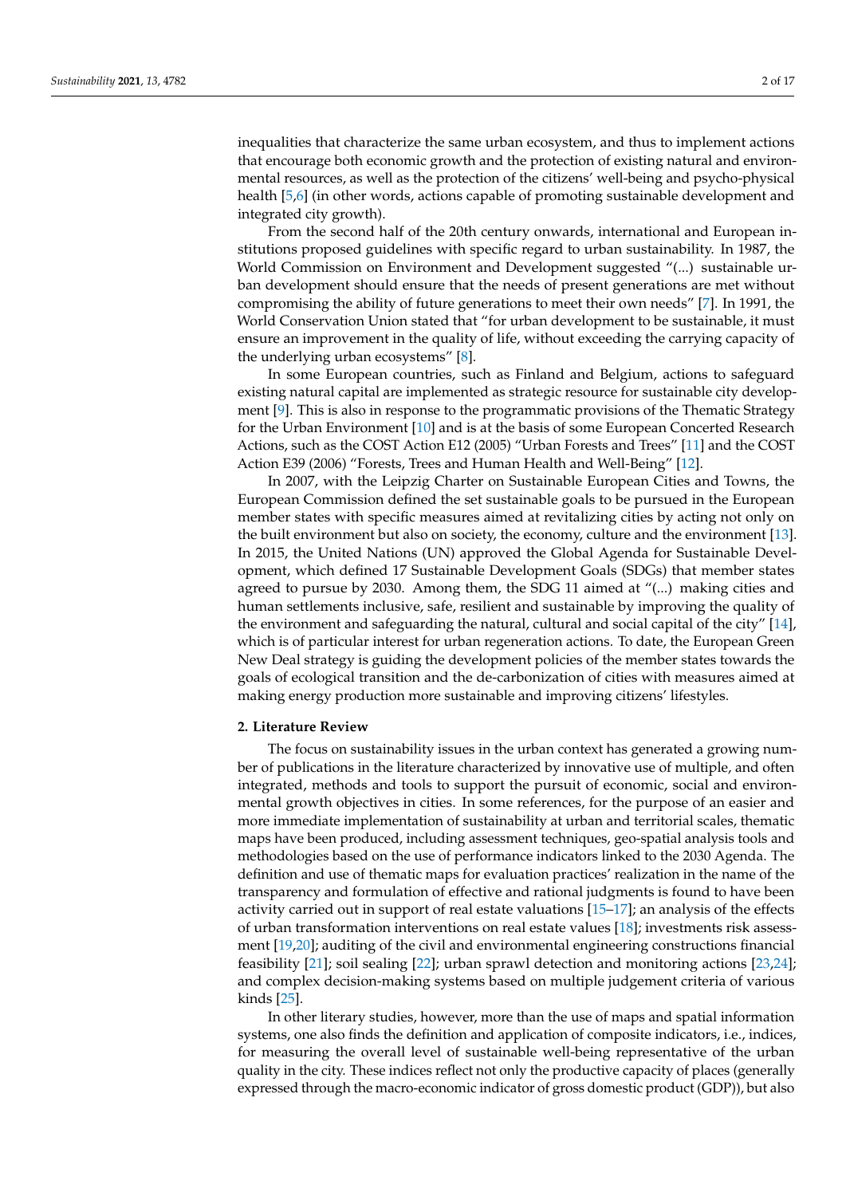inequalities that characterize the same urban ecosystem, and thus to implement actions that encourage both economic growth and the protection of existing natural and environmental resources, as well as the protection of the citizens' well-being and psycho-physical health [5,6] (in other words, actions capable of promoting sustainable development and integrated city growth).

From the second half of the 20th century onwards, international and European institutions proposed guidelines with specific regard to urban sustainability. In 1987, the World Commission on Environment and Development suggested "(...) sustainable urban development should ensure that the needs of present generations are met without compromising the ability of future generations to meet their own needs" [7]. In 1991, the World Conservation Union stated that "for urban development to be sustainable, it must ensure an improvement in the quality of life, without exceeding the carrying capacity of the underlying urban ecosystems" [8].

In some European countries, such as Finland and Belgium, actions to safeguard existing natural capital are implemented as strategic resource for sustainable city development [9]. This is also in response to the programmatic provisions of the Thematic Strategy for the Urban Environment [10] and is at the basis of some European Concerted Research Actions, such as the COST Action E12 (2005) "Urban Forests and Trees" [11] and the COST Action E39 (2006) "Forests, Trees and Human Health and Well-Being" [12].

In 2007, with the Leipzig Charter on Sustainable European Cities and Towns, the European Commission defined the set sustainable goals to be pursued in the European member states with specific measures aimed at revitalizing cities by acting not only on the built environment but also on society, the economy, culture and the environment [13]. In 2015, the United Nations (UN) approved the Global Agenda for Sustainable Development, which defined 17 Sustainable Development Goals (SDGs) that member states agreed to pursue by 2030. Among them, the SDG 11 aimed at "(...) making cities and human settlements inclusive, safe, resilient and sustainable by improving the quality of the environment and safeguarding the natural, cultural and social capital of the city" [14], which is of particular interest for urban regeneration actions. To date, the European Green New Deal strategy is guiding the development policies of the member states towards the goals of ecological transition and the de-carbonization of cities with measures aimed at making energy production more sustainable and improving citizens' lifestyles.

## 2. Literature Review

The focus on sustainability issues in the urban context has generated a growing number of publications in the literature characterized by innovative use of multiple, and often integrated, methods and tools to support the pursuit of economic, social and environmental growth objectives in cities. In some references, for the purpose of an easier and more immediate implementation of sustainability at urban and territorial scales, thematic maps have been produced, including assessment techniques, geo-spatial analysis tools and methodologies based on the use of performance indicators linked to the 2030 Agenda. The definition and use of thematic maps for evaluation practices' realization in the name of the transparency and formulation of effective and rational judgments is found to have been activity carried out in support of real estate valuations [15–17]; an analysis of the effects of urban transformation interventions on real estate values [18]; investments risk assessment [19,20]; auditing of the civil and environmental engineering constructions financial feasibility [21]; soil sealing [22]; urban sprawl detection and monitoring actions [23,24]; and complex decision-making systems based on multiple judgement criteria of various kinds [25].

In other literary studies, however, more than the use of maps and spatial information systems, one also finds the definition and application of composite indicators, i.e., indices, for measuring the overall level of sustainable well-being representative of the urban quality in the city. These indices reflect not only the productive capacity of places (generally expressed through the macro-economic indicator of gross domestic product (GDP)), but also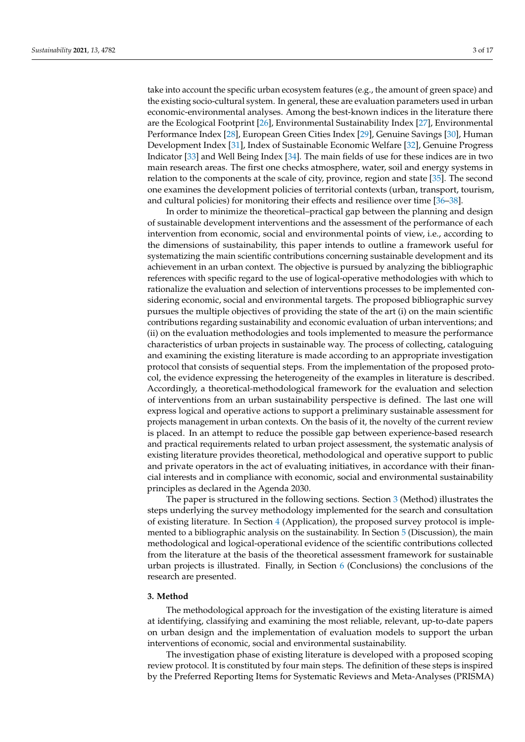take into account the specific urban ecosystem features (e.g., the amount of green space) and the existing socio-cultural system. In general, these are evaluation parameters used in urban economic-environmental analyses. Among the best-known indices in the literature there are the Ecological Footprint [26], Environmental Sustainability Index [27], Environmental Performance Index [28], European Green Cities Index [29], Genuine Savings [30], Human Development Index [31], Index of Sustainable Economic Welfare [32], Genuine Progress Indicator [33] and Well Being Index [34]. The main fields of use for these indices are in two main research areas. The first one checks atmosphere, water, soil and energy systems in relation to the components at the scale of city, province, region and state [35]. The second one examines the development policies of territorial contexts (urban, transport, tourism, and cultural policies) for monitoring their effects and resilience over time [36–38].

In order to minimize the theoretical–practical gap between the planning and design of sustainable development interventions and the assessment of the performance of each intervention from economic, social and environmental points of view, i.e., according to the dimensions of sustainability, this paper intends to outline a framework useful for systematizing the main scientific contributions concerning sustainable development and its achievement in an urban context. The objective is pursued by analyzing the bibliographic references with specific regard to the use of logical-operative methodologies with which to rationalize the evaluation and selection of interventions processes to be implemented considering economic, social and environmental targets. The proposed bibliographic survey pursues the multiple objectives of providing the state of the art (i) on the main scientific contributions regarding sustainability and economic evaluation of urban interventions; and (ii) on the evaluation methodologies and tools implemented to measure the performance characteristics of urban projects in sustainable way. The process of collecting, cataloguing and examining the existing literature is made according to an appropriate investigation protocol that consists of sequential steps. From the implementation of the proposed protocol, the evidence expressing the heterogeneity of the examples in literature is described. Accordingly, a theoretical-methodological framework for the evaluation and selection of interventions from an urban sustainability perspective is defined. The last one will express logical and operative actions to support a preliminary sustainable assessment for projects management in urban contexts. On the basis of it, the novelty of the current review is placed. In an attempt to reduce the possible gap between experience-based research and practical requirements related to urban project assessment, the systematic analysis of existing literature provides theoretical, methodological and operative support to public and private operators in the act of evaluating initiatives, in accordance with their financial interests and in compliance with economic, social and environmental sustainability principles as declared in the Agenda 2030.

The paper is structured in the following sections. Section 3 (Method) illustrates the steps underlying the survey methodology implemented for the search and consultation of existing literature. In Section 4 (Application), the proposed survey protocol is implemented to a bibliographic analysis on the sustainability. In Section 5 (Discussion), the main methodological and logical-operational evidence of the scientific contributions collected from the literature at the basis of the theoretical assessment framework for sustainable urban projects is illustrated. Finally, in Section 6 (Conclusions) the conclusions of the research are presented.

## 3. Method

The methodological approach for the investigation of the existing literature is aimed at identifying, classifying and examining the most reliable, relevant, up-to-date papers on urban design and the implementation of evaluation models to support the urban interventions of economic, social and environmental sustainability.

The investigation phase of existing literature is developed with a proposed scoping review protocol. It is constituted by four main steps. The definition of these steps is inspired by the Preferred Reporting Items for Systematic Reviews and Meta-Analyses (PRISMA)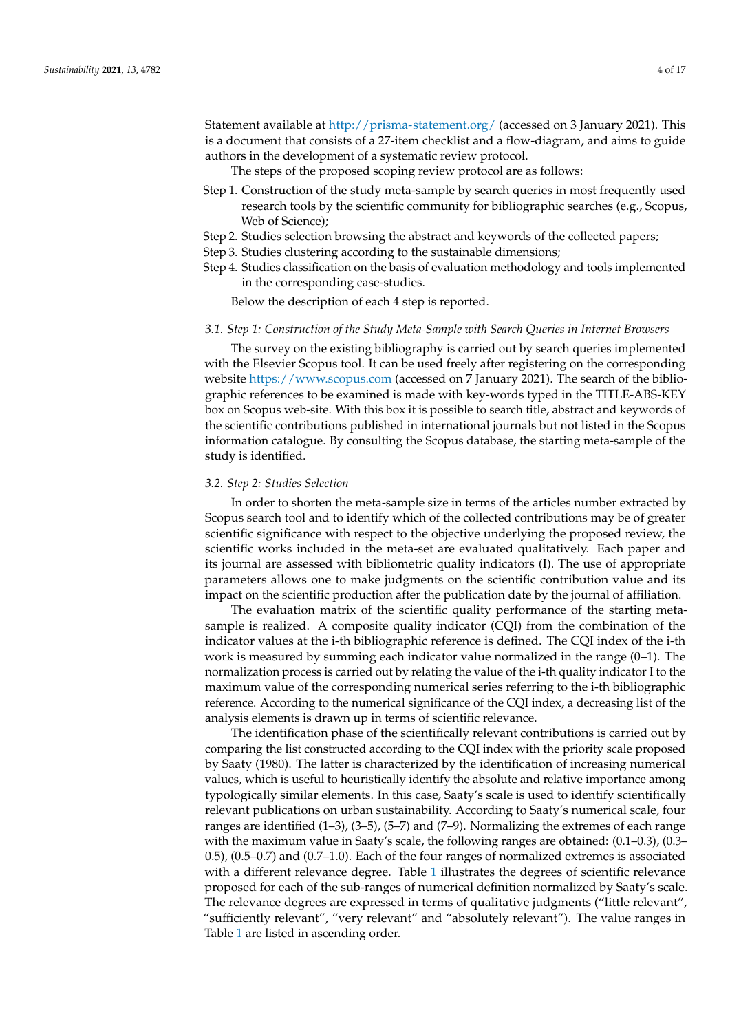Statement available at http://prisma-statement.org/ (accessed on 3 January 2021). This is a document that consists of a 27-item checklist and a flow-diagram, and aims to guide authors in the development of a systematic review protocol.

The steps of the proposed scoping review protocol are as follows:

- Step 1. Construction of the study meta-sample by search queries in most frequently used research tools by the scientific community for bibliographic searches (e.g., Scopus, Web of Science);
- Step 2. Studies selection browsing the abstract and keywords of the collected papers;
- Step 3. Studies clustering according to the sustainable dimensions;
- Step 4. Studies classification on the basis of evaluation methodology and tools implemented in the corresponding case-studies.

Below the description of each 4 step is reported.

### 3.1. Step 1: Construction of the Study Meta-Sample with Search Queries in Internet Browsers

The survey on the existing bibliography is carried out by search queries implemented with the Elsevier Scopus tool. It can be used freely after registering on the corresponding website https://www.scopus.com (accessed on 7 January 2021). The search of the bibliographic references to be examined is made with key-words typed in the TITLE-ABS-KEY box on Scopus web-site. With this box it is possible to search title, abstract and keywords of the scientific contributions published in international journals but not listed in the Scopus information catalogue. By consulting the Scopus database, the starting meta-sample of the study is identified.

### 3.2. Step 2: Studies Selection

In order to shorten the meta-sample size in terms of the articles number extracted by Scopus search tool and to identify which of the collected contributions may be of greater scientific significance with respect to the objective underlying the proposed review, the scientific works included in the meta-set are evaluated qualitatively. Each paper and its journal are assessed with bibliometric quality indicators (I). The use of appropriate parameters allows one to make judgments on the scientific contribution value and its impact on the scientific production after the publication date by the journal of affiliation.

The evaluation matrix of the scientific quality performance of the starting meta-sample is realized. A composite quality indicator (CQI) from the combination of the indicator values at the i-th bibliographic reference is defined. The CQI index of the i-th work is measured by summing each indicator value normalized in the range (0–1). The normalization process is carried out by relating the value of the i-th quality indicator I to the maximum value of the corresponding numerical series referring to the i-th bibliographic reference. According to the numerical significance of the CQI index, a decreasing list of the analysis elements is drawn up in terms of scientific relevance.

The identification phase of the scientifically relevant contributions is carried out by comparing the list constructed according to the CQI index with the priority scale proposed by Saaty (1980). The latter is characterized by the identification of increasing numerical values, which is useful to heuristically identify the absolute and relative importance among typologically similar elements. In this case, Saaty's scale is used to identify scientifically relevant publications on urban sustainability. According to Saaty's numerical scale, four ranges are identified (1–3), (3–5), (5–7) and (7–9). Normalizing the extremes of each range with the maximum value in Saaty's scale, the following ranges are obtained: (0.1–0.3), (0.3–0.5), (0.5–0.7) and (0.7–1.0). Each of the four ranges of normalized extremes is associated with a different relevance degree. Table 1 illustrates the degrees of scientific relevance proposed for each of the sub-ranges of numerical definition normalized by Saaty's scale. The relevance degrees are expressed in terms of qualitative judgments ("little relevant", "sufficiently relevant", "very relevant" and "absolutely relevant"). The value ranges in Table 1 are listed in ascending order.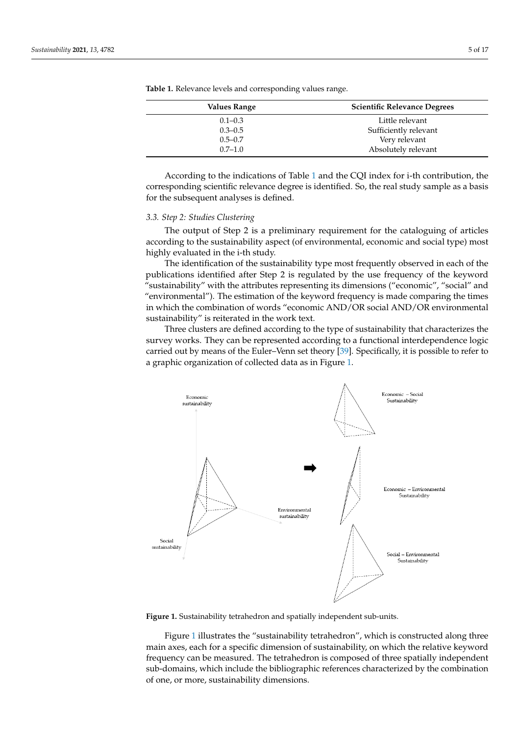**Table 1.** Relevance levels and corresponding values range.

| Values Range | Scientific Relevance Degrees |
| --- | --- |
| 0.1–0.3 | Little relevant |
| 0.3–0.5 | Sufficiently relevant |
| 0.5–0.7 | Very relevant |
| 0.7–1.0 | Absolutely relevant |

According to the indications of Table 1 and the CQI index for i-th contribution, the corresponding scientific relevance degree is identified. So, the real study sample as a basis for the subsequent analyses is defined.

### 3.3. Step 2: Studies Clustering

The output of Step 2 is a preliminary requirement for the cataloguing of articles according to the sustainability aspect (of environmental, economic and social type) most highly evaluated in the i-th study.

The identification of the sustainability type most frequently observed in each of the publications identified after Step 2 is regulated by the use frequency of the keyword "sustainability" with the attributes representing its dimensions ("economic", "social" and "environmental"). The estimation of the keyword frequency is made comparing the times in which the combination of words "economic AND/OR social AND/OR environmental sustainability" is reiterated in the work text.

Three clusters are defined according to the type of sustainability that characterizes the survey works. They can be represented according to a functional interdependence logic carried out by means of the Euler–Venn set theory [39]. Specifically, it is possible to refer to a graphic organization of collected data as in Figure 1.

**Figure 1.** Sustainability tetrahedron and spatially independent sub-units.

Figure 1 illustrates the "sustainability tetrahedron", which is constructed along three main axes, each for a specific dimension of sustainability, on which the relative keyword frequency can be measured. The tetrahedron is composed of three spatially independent sub-domains, which include the bibliographic references characterized by the combination of one, or more, sustainability dimensions.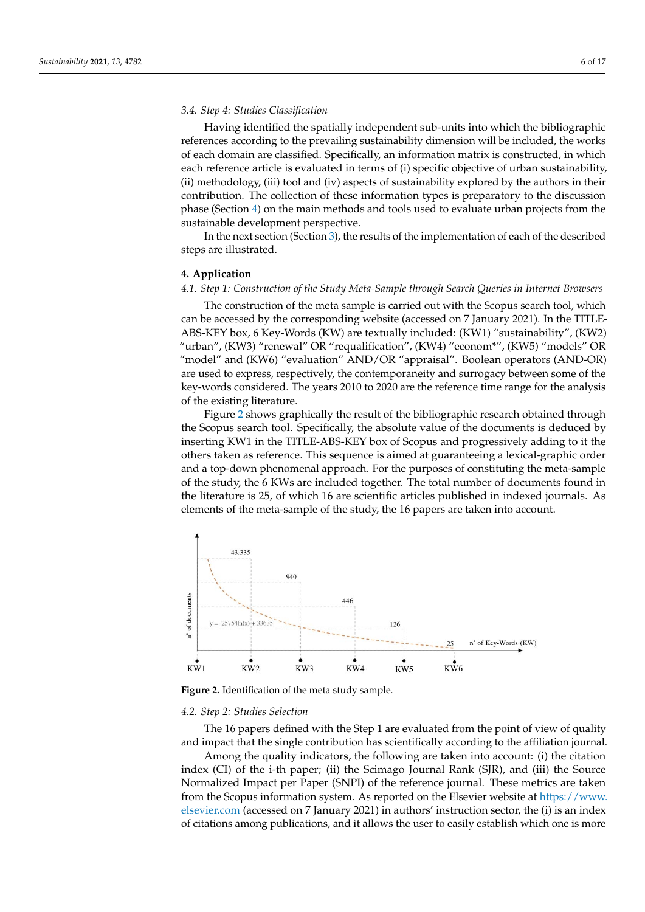### 3.4. Step 4: Studies Classification

Having identified the spatially independent sub-units into which the bibliographic references according to the prevailing sustainability dimension will be included, the works of each domain are classified. Specifically, an information matrix is constructed, in which each reference article is evaluated in terms of (i) specific objective of urban sustainability, (ii) methodology, (iii) tool and (iv) aspects of sustainability explored by the authors in their contribution. The collection of these information types is preparatory to the discussion phase (Section 4) on the main methods and tools used to evaluate urban projects from the sustainable development perspective.

In the next section (Section 3), the results of the implementation of each of the described steps are illustrated.

## 4. Application

### 4.1. Step 1: Construction of the Study Meta-Sample through Search Queries in Internet Browsers

The construction of the meta sample is carried out with the Scopus search tool, which can be accessed by the corresponding website (accessed on 7 January 2021). In the TITLE-ABS-KEY box, 6 Key-Words (KW) are textually included: (KW1) "sustainability", (KW2) "urban", (KW3) "renewal" OR "requalification", (KW4) "econom*", (KW5) "model" OR "models" and (KW6) "evaluation" AND/OR "appraisal". Boolean operators (AND-OR) are used to express, respectively, the contemporaneity and surrogacy between some of the key-words considered. The years 2010 to 2020 are the reference time range for the analysis of the existing literature.

Figure 2 shows graphically the result of the bibliographic research obtained through the Scopus search tool. Specifically, the absolute value of the documents is deduced by inserting KW1 in the TITLE-ABS-KEY box of Scopus and progressively adding to it the others taken as reference. This sequence is aimed at guaranteeing a lexical-graphic order and a top-down phenomenal approach. For the purposes of constituting the meta-sample of the study, the 6 KWs are included together. The total number of documents found in the literature is 25, of which 16 are scientific articles published in indexed journals. As elements of the meta-sample of the study, the 16 papers are taken into account.

**Figure 2.** Identification of the meta study sample.

### 4.2. Step 2: Studies Selection

The 16 papers defined with the Step 1 are evaluated from the point of view of quality and impact that the single contribution has scientifically according to the affiliation journal.

Among the quality indicators, the following are taken into account: (i) the citation index (CI) of the i-th paper; (ii) the Scimago Journal Rank (SJR), and (iii) the Source Normalized Impact per Paper (SNPI) of the reference journal. These metrics are taken from the Scopus information system. As reported on the Elsevier website at https://www.elsevier.com (accessed on 7 January 2021) in authors' instruction sector, the (i) is an index of citations among publications, and it allows the user to easily establish which one is more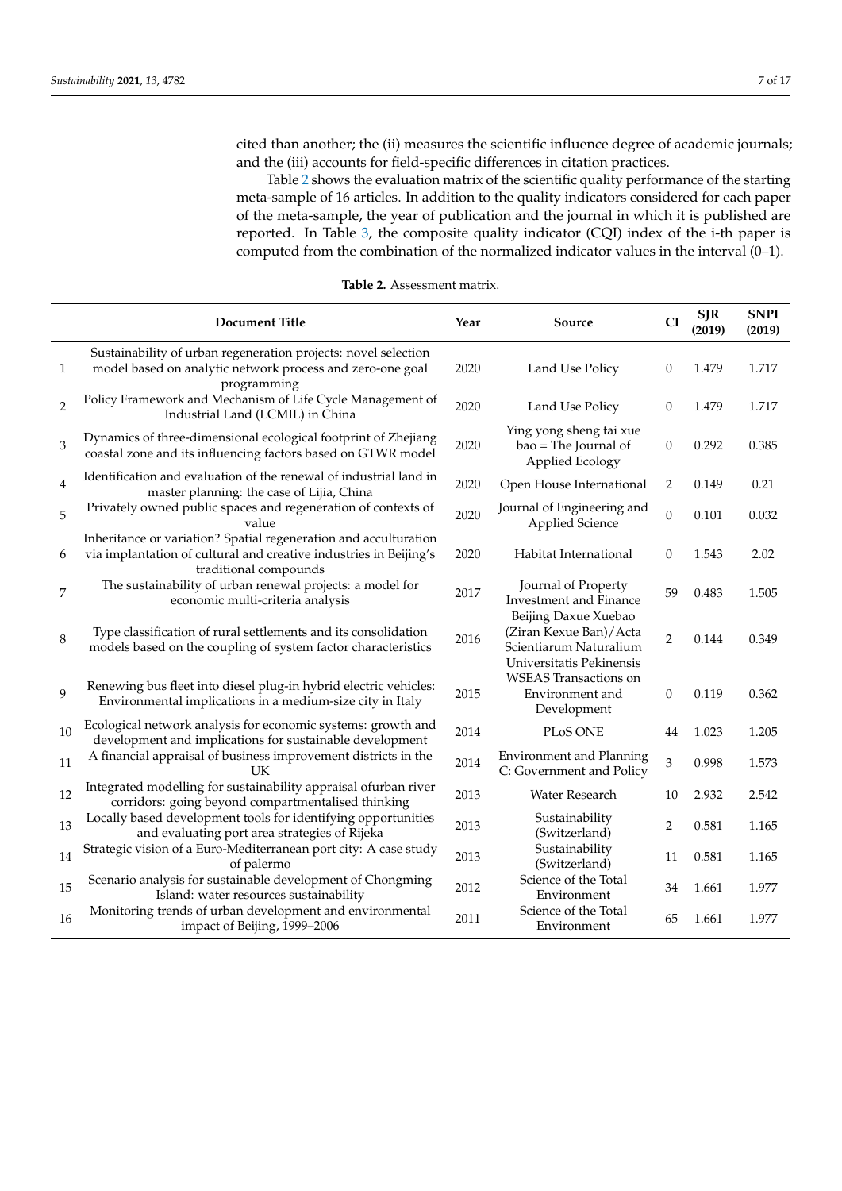cited than another; the (ii) measures the scientific influence degree of academic journals; and the (iii) accounts for field-specific differences in citation practices.

Table 2 shows the evaluation matrix of the scientific quality performance of the starting meta-sample of 16 articles. In addition to the quality indicators considered for each paper of the meta-sample, the year of publication and the journal in which it is published are reported. In Table 3, the composite quality indicator (CQI) index of the i-th paper is computed from the combination of the normalized indicator values in the interval (0–1).

**Table 2.** Assessment matrix.

| | Document Title | Year | Source | CI | SJR (2019) | SNPI (2019) |
|---|---|---|---|---|---|---|
| 1 | Sustainability of urban regeneration projects: novel selection model based on analytic network process and zero-one goal programming | 2020 | Land Use Policy | 0 | 1.479 | 1.717 |
| 2 | Policy Framework and Mechanism of Life Cycle Management of Industrial Land (LCMIL) in China | 2020 | Land Use Policy | 0 | 1.479 | 1.717 |
| 3 | Dynamics of three-dimensional ecological footprint of Zhejiang coastal zone and its influencing factors based on GTWR model | 2020 | Ying yong sheng tai xue bao = The Journal of Applied Ecology | 0 | 0.292 | 0.385 |
| 4 | Identification and evaluation of the renewal of industrial land in master planning: the case of Lijia, China | 2020 | Open House International | 2 | 0.149 | 0.21 |
| 5 | Privately owned public spaces and regeneration of contexts of value | 2020 | Journal of Engineering and Applied Science | 0 | 0.101 | 0.032 |
| 6 | Inheritance or variation? Spatial regeneration and acculturation via implantation of cultural and creative industries in Beijing's traditional compounds | 2020 | Habitat International | 0 | 1.543 | 2.02 |
| 7 | The sustainability of urban renewal projects: a model for economic multi-criteria analysis | 2017 | Journal of Property Investment and Finance | 59 | 0.483 | 1.505 |
| 8 | Type classification of rural settlements and its consolidation models based on the coupling of system factor characteristics | 2016 | Beijing Daxue Xuebao (Ziran Kexue Ban)/Acta Scientiarum Naturalium Universitatis Pekinensis | 2 | 0.144 | 0.349 |
| 9 | Renewing bus fleet into diesel plug-in hybrid electric vehicles: Environmental implications in a medium-size city in Italy | 2015 | WSEAS Transactions on Environment and Development | 0 | 0.119 | 0.362 |
| 10 | Ecological network analysis for economic systems: growth and development and implications for sustainable development | 2014 | PLoS ONE | 44 | 1.023 | 1.205 |
| 11 | A financial appraisal of business improvement districts in the UK | 2014 | Environment and Planning C: Government and Policy | 3 | 0.998 | 1.573 |
| 12 | Integrated modelling for sustainability appraisal ofurban river corridors: going beyond compartmentalised thinking | 2013 | Water Research | 10 | 2.932 | 2.542 |
| 13 | Locally based development tools for identifying opportunities and evaluating port area strategies of Rijeka | 2013 | Sustainability (Switzerland) | 2 | 0.581 | 1.165 |
| 14 | Strategic vision of a Euro-Mediterranean port city: A case study of palermo | 2013 | Sustainability (Switzerland) | 11 | 0.581 | 1.165 |
| 15 | Scenario analysis for sustainable development of Chongming Island: water resources sustainability | 2012 | Science of the Total Environment | 34 | 1.661 | 1.977 |
| 16 | Monitoring trends of urban development and environmental impact of Beijing, 1999–2006 | 2011 | Science of the Total Environment | 65 | 1.661 | 1.977 |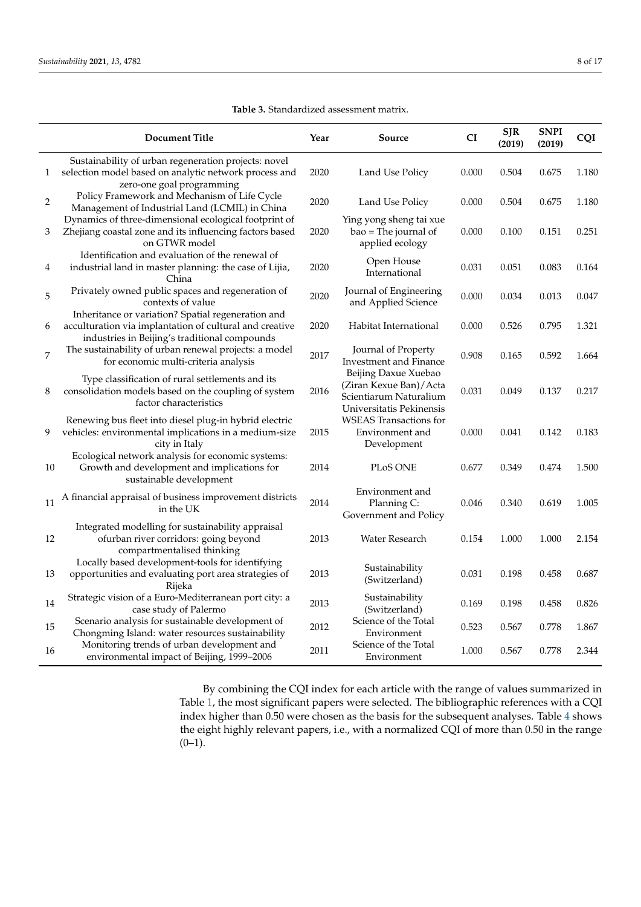**Table 3.** Standardized assessment matrix.

| | Document Title | Year | Source | CI | SJR (2019) | SNPI (2019) | CQI |
|---|---|---|---|---|---|---|---|
| 1 | Sustainability of urban regeneration projects: novel selection model based on analytic network process and zero-one goal programming | 2020 | Land Use Policy | 0.000 | 0.504 | 0.675 | 1.180 |
| 2 | Policy Framework and Mechanism of Life Cycle Management of Industrial Land (LCMIL) in China | 2020 | Land Use Policy | 0.000 | 0.504 | 0.675 | 1.180 |
| 3 | Dynamics of three-dimensional ecological footprint of Zhejiang coastal zone and its influencing factors based on GTWR model | 2020 | Ying yong sheng tai xue bao = The journal of applied ecology | 0.000 | 0.100 | 0.151 | 0.251 |
| 4 | Identification and evaluation of the renewal of industrial land in master planning: the case of Lijia, China | 2020 | Open House International | 0.031 | 0.051 | 0.083 | 0.164 |
| 5 | Privately owned public spaces and regeneration of contexts of value | 2020 | Journal of Engineering and Applied Science | 0.000 | 0.034 | 0.013 | 0.047 |
| 6 | Inheritance or variation? Spatial regeneration and acculturation via implantation of cultural and creative industries in Beijing's traditional compounds | 2020 | Habitat International | 0.000 | 0.526 | 0.795 | 1.321 |
| 7 | The sustainability of urban renewal projects: a model for economic multi-criteria analysis | 2017 | Journal of Property Investment and Finance | 0.908 | 0.165 | 0.592 | 1.664 |
| 8 | Type classification of rural settlements and its consolidation models based on the coupling of system factor characteristics | 2016 | Beijing Daxue Xuebao (Ziran Kexue Ban)/Acta Scientiarum Naturalium Universitatis Pekinensis | 0.031 | 0.049 | 0.137 | 0.217 |
| 9 | Renewing bus fleet into diesel plug-in hybrid electric vehicles: environmental implications in a medium-size city in Italy | 2015 | WSEAS Transactions for Environment and Development | 0.000 | 0.041 | 0.142 | 0.183 |
| 10 | Ecological network analysis for economic systems: Growth and development and implications for sustainable development | 2014 | PLoS ONE | 0.677 | 0.349 | 0.474 | 1.500 |
| 11 | A financial appraisal of business improvement districts in the UK | 2014 | Environment and Planning C: Government and Policy | 0.046 | 0.340 | 0.619 | 1.005 |
| 12 | Integrated modelling for sustainability appraisal ofurban river corridors: going beyond compartmentalised thinking | 2013 | Water Research | 0.154 | 1.000 | 1.000 | 2.154 |
| 13 | Locally based development-tools for identifying opportunities and evaluating port area strategies of Rijeka | 2013 | Sustainability (Switzerland) | 0.031 | 0.198 | 0.458 | 0.687 |
| 14 | Strategic vision of a Euro-Mediterranean port city: a case study of Palermo | 2013 | Sustainability (Switzerland) | 0.169 | 0.198 | 0.458 | 0.826 |
| 15 | Scenario analysis for sustainable development of Chongming Island: water resources sustainability | 2012 | Science of the Total Environment | 0.523 | 0.567 | 0.778 | 1.867 |
| 16 | Monitoring trends of urban development and environmental impact of Beijing, 1999–2006 | 2011 | Science of the Total Environment | 1.000 | 0.567 | 0.778 | 2.344 |

By combining the CQI index for each article with the range of values summarized in Table 1, the most significant papers were selected. The bibliographic references with a CQI index higher than 0.50 were chosen as the basis for the subsequent analyses. Table 4 shows the eight highly relevant papers, i.e., with a normalized CQI of more than 0.50 in the range (0–1).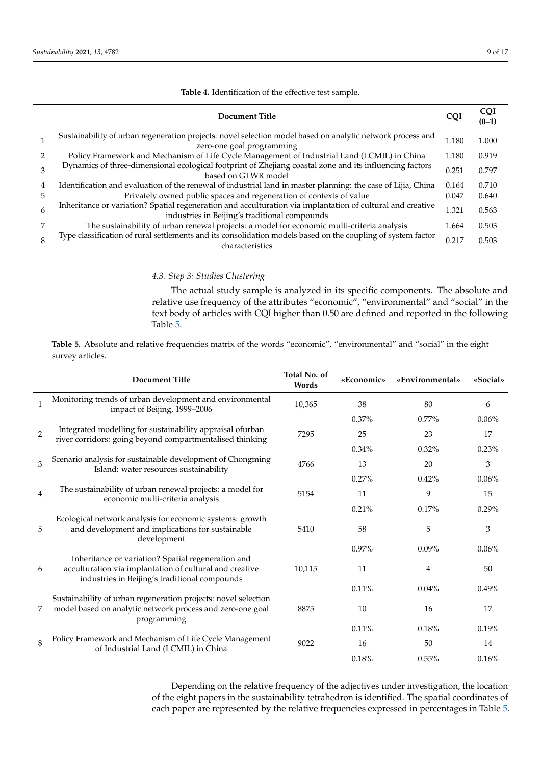**Table 4.** Identification of the effective test sample.

| | Document Title | CQI | CQI (0–1) |
|---|---|---|---|
| 1 | Sustainability of urban regeneration projects: novel selection model based on analytic network process and zero-one goal programming | 1.180 | 1.000 |
| 2 | Policy Framework and Mechanism of Life Cycle Management of Industrial Land (LCMIL) in China | 1.180 | 0.919 |
| 3 | Dynamics of three-dimensional ecological footprint of Zhejiang coastal zone and its influencing factors based on GTWR model | 0.251 | 0.797 |
| 4 | Identification and evaluation of the renewal of industrial land in master planning: the case of Lijia, China | 0.164 | 0.710 |
| 5 | Privately owned public spaces and regeneration of contexts of value | 0.047 | 0.640 |
| 6 | Inheritance or variation? Spatial regeneration and acculturation via implantation of cultural and creative industries in Beijing's traditional compounds | 1.321 | 0.563 |
| 7 | The sustainability of urban renewal projects: a model for economic multi-criteria analysis | 1.664 | 0.503 |
| 8 | Type classification of rural settlements and its consolidation models based on the coupling of system factor characteristics | 0.217 | 0.503 |

### *4.3. Step 3: Studies Clustering*

The actual study sample is analyzed in its specific components. The absolute and relative use frequency of the attributes "economic", "environmental" and "social" in the text body of articles with CQI higher than 0.50 are defined and reported in the following Table 5.

**Table 5.** Absolute and relative frequencies matrix of the words "economic", "environmental" and "social" in the eight survey articles.

| | Document Title | Total No. of Words | «Economic» | «Environmental» | «Social» |
|---|---|---|---|---|---|
| 1 | Monitoring trends of urban development and environmental impact of Beijing, 1999–2006 | 10,365 | 38 | 80 | 6 |
| | | | 0.37% | 0.77% | 0.06% |
| 2 | Integrated modelling for sustainability appraisal ofurban river corridors: going beyond compartmentalised thinking | 7295 | 25 | 23 | 17 |
| | | | 0.34% | 0.32% | 0.23% |
| 3 | Scenario analysis for sustainable development of Chongming Island: water resources sustainability | 4766 | 13 | 20 | 3 |
| | | | 0.27% | 0.42% | 0.06% |
| 4 | The sustainability of urban renewal projects: a model for economic multi-criteria analysis | 5154 | 11 | 9 | 15 |
| | | | 0.21% | 0.17% | 0.29% |
| 5 | Ecological network analysis for economic systems: growth and development and implications for sustainable development | 5410 | 58 | 5 | 3 |
| | | | 0.97% | 0.09% | 0.06% |
| 6 | Inheritance or variation? Spatial regeneration and acculturation via implantation of cultural and creative industries in Beijing's traditional compounds | 10,115 | 11 | 4 | 50 |
| | | | 0.11% | 0.04% | 0.49% |
| 7 | Sustainability of urban regeneration projects: novel selection model based on analytic network process and zero-one goal programming | 8875 | 10 | 16 | 17 |
| | | | 0.11% | 0.18% | 0.19% |
| 8 | Policy Framework and Mechanism of Life Cycle Management of Industrial Land (LCMIL) in China | 9022 | 16 | 50 | 14 |
| | | | 0.18% | 0.55% | 0.16% |

Depending on the relative frequency of the adjectives under investigation, the location of the eight papers in the sustainability tetrahedron is identified. The spatial coordinates of each paper are represented by the relative frequencies expressed in percentages in Table 5.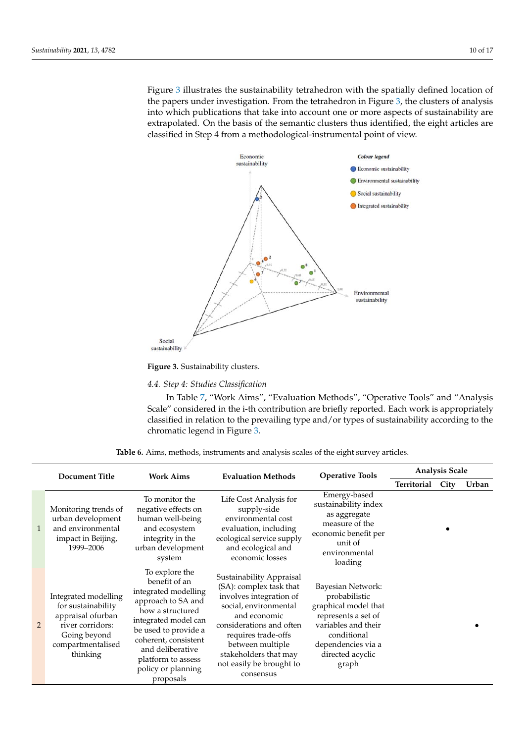Figure 3 illustrates the sustainability tetrahedron with the spatially defined location of the papers under investigation. From the tetrahedron in Figure 3, the clusters of analysis into which publications that take into account one or more aspects of sustainability are extrapolated. On the basis of the semantic clusters thus identified, the eight articles are classified in Step 4 from a methodological-instrumental point of view.

**Figure 3.** Sustainability clusters.

### 4.4. Step 4: Studies Classification

In Table 7, "Work Aims", "Evaluation Methods", "Operative Tools" and "Analysis Scale" considered in the i-th contribution are briefly reported. Each work is appropriately classified in relation to the prevailing type and/or types of sustainability according to the chromatic legend in Figure 3.

**Table 6.** Aims, methods, instruments and analysis scales of the eight survey articles.

| | Document Title | Work Aims | Evaluation Methods | Operative Tools | Analysis Scale | | |
|---|---|---|---|---|---|---|---|
| | | | | | Territorial | City | Urban |
| 1 | Monitoring trends of urban development and environmental impact in Beijing, 1999–2006 | To monitor the negative effects on human well-being and ecosystem integrity in the urban development system | Life Cost Analysis for supply-side environmental cost evaluation, including ecological service supply and ecological and economic losses | Emergy-based sustainability index as aggregate measure of the economic benefit per unit of environmental loading | | • | |
| 2 | Integrated modelling for sustainability appraisal ofurban river corridors: Going beyond compartmentalised thinking | To explore the benefit of an integrated modelling approach to SA and how a structured integrated model can be used to provide a coherent, consistent and deliberative platform to assess policy or planning proposals | Sustainability Appraisal (SA): complex task that involves integration of social, environmental and economic considerations and often requires trade-offs between multiple stakeholders that may not easily be brought to consensus | Bayesian Network: probabilistic graphical model that represents a set of variables and their conditional dependencies via a directed acyclic graph | | | • |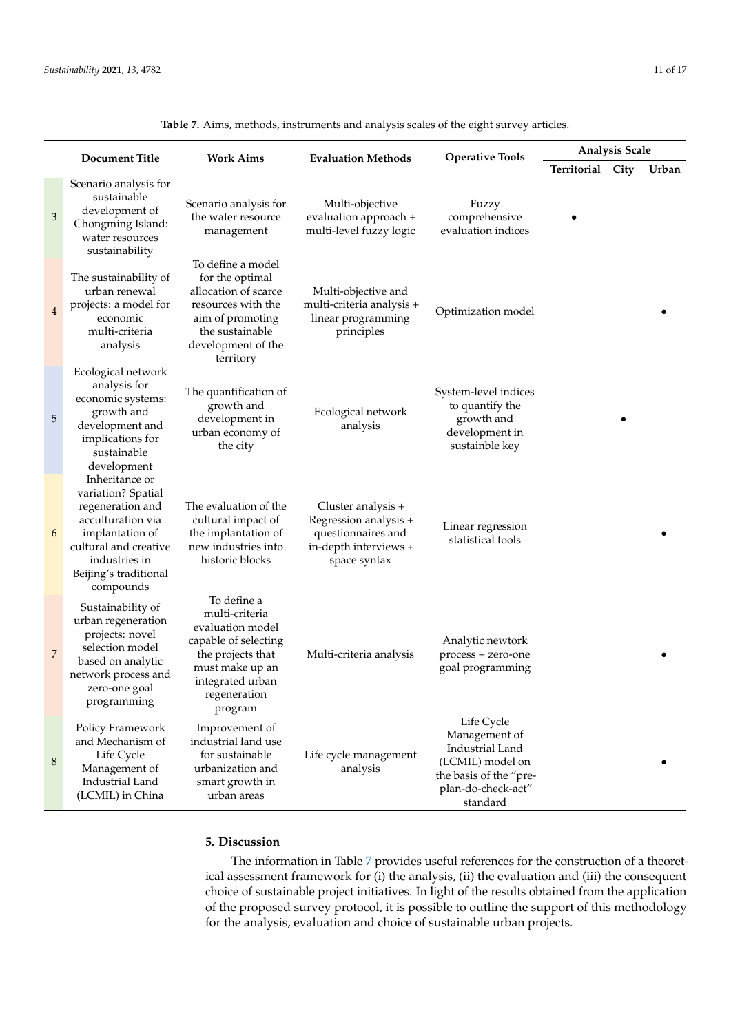**Table 7.** Aims, methods, instruments and analysis scales of the eight survey articles.

| | Document Title | Work Aims | Evaluation Methods | Operative Tools | Analysis Scale | | |
|---|---|---|---|---|---|---|---|
| | | | | | Territorial | City | Urban |
| 3 | Scenario analysis for sustainable development of Chongming Island: water resources sustainability | Scenario analysis for the water resource management | Multi-objective evaluation approach + multi-level fuzzy logic | Fuzzy comprehensive evaluation indices | • | | |
| 4 | The sustainability of urban renewal projects: a model for economic multi-criteria analysis | To define a model for the optimal allocation of scarce resources with the aim of promoting the sustainable development of the territory | Multi-objective and multi-criteria analysis + linear programming principles | Optimization model | | | • |
| 5 | Ecological network analysis for economic systems: growth and development and implications for sustainable development | The quantification of growth and development in urban economy of the city | Ecological network analysis | System-level indices to quantify the growth and development in sustainble key | | • | |
| 6 | Inheritance or variation? Spatial regeneration and acculturation via implantation of cultural and creative industries in Beijing's traditional compounds | The evaluation of the cultural impact of the implantation of new industries into historic blocks | Cluster analysis + Regression analysis + questionnaires and in-depth interviews + space syntax | Linear regression statistical tools | | | • |
| 7 | Sustainability of urban regeneration projects: novel selection model based on analytic network process and zero-one goal programming | To define a multi-criteria evaluation model capable of selecting the projects that must make up an integrated urban regeneration program | Multi-criteria analysis | Analytic newtork process + zero-one goal programming | | | • |
| 8 | Policy Framework and Mechanism of Life Cycle Management of Industrial Land (LCMIL) in China | Improvement of industrial land use for sustainable urbanization and smart growth in urban areas | Life cycle management analysis | Life Cycle Management of Industrial Land (LCMIL) model on the basis of the "pre-plan-do-check-act" standard | | | • |

## 5. Discussion

The information in Table 7 provides useful references for the construction of a theoretical assessment framework for (i) the analysis, (ii) the evaluation and (iii) the consequent choice of sustainable project initiatives. In light of the results obtained from the application of the proposed survey protocol, it is possible to outline the support of this methodology for the analysis, evaluation and choice of sustainable urban projects.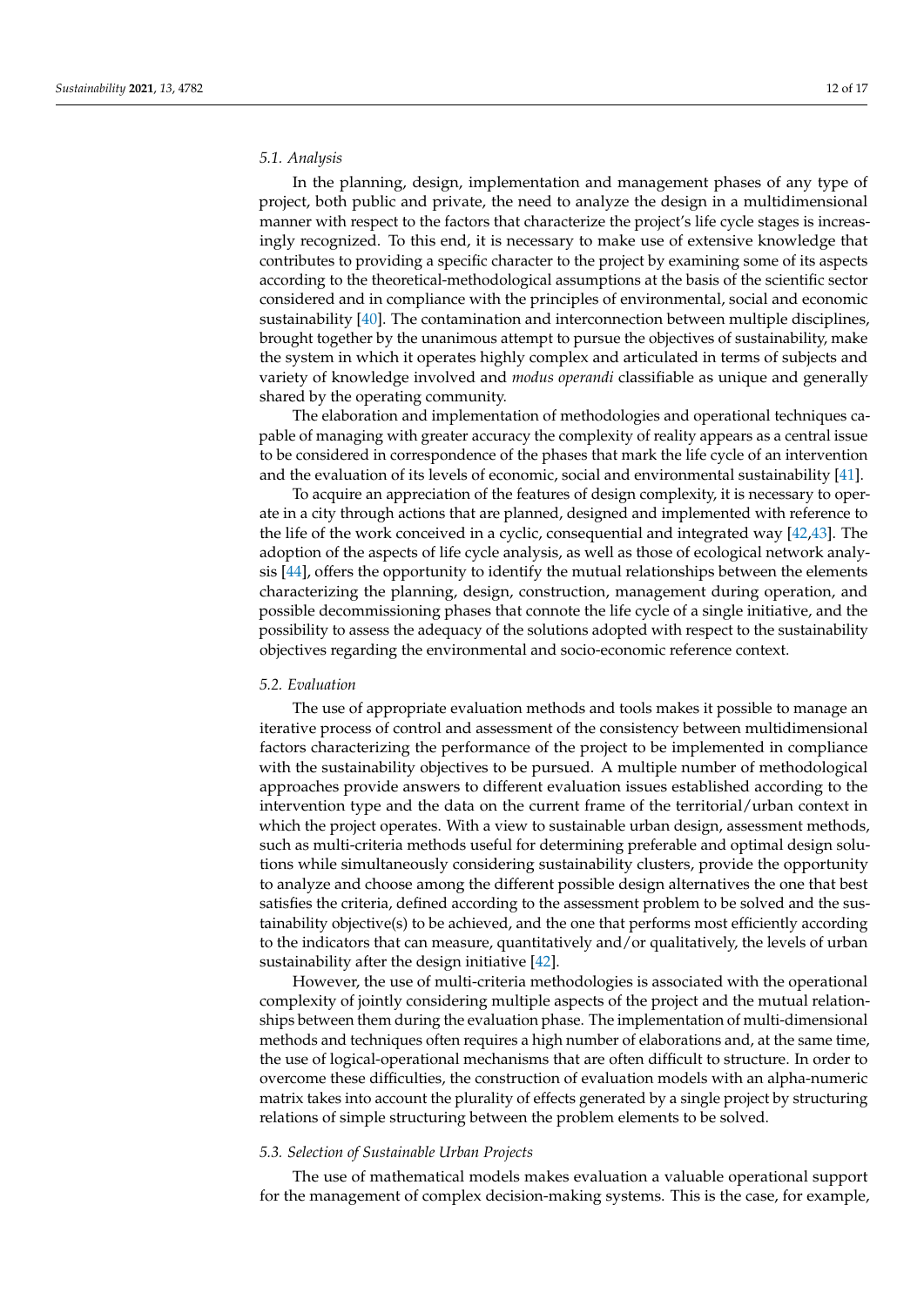### 5.1. Analysis

In the planning, design, implementation and management phases of any type of project, both public and private, the need to analyze the design in a multidimensional manner with respect to the factors that characterize the project's life cycle stages is increasingly recognized. To this end, it is necessary to make use of extensive knowledge that contributes to providing a specific character to the project by examining some of its aspects according to the theoretical-methodological assumptions at the basis of the scientific sector considered and in compliance with the principles of environmental, social and economic sustainability [40]. The contamination and interconnection between multiple disciplines, brought together by the unanimous attempt to pursue the objectives of sustainability, make the system in which it operates highly complex and articulated in terms of subjects and variety of knowledge involved and *modus operandi* classifiable as unique and generally shared by the operating community.

The elaboration and implementation of methodologies and operational techniques capable of managing with greater accuracy the complexity of reality appears as a central issue to be considered in correspondence of the phases that mark the life cycle of an intervention and the evaluation of its levels of economic, social and environmental sustainability [41].

To acquire an appreciation of the features of design complexity, it is necessary to operate in a city through actions that are planned, designed and implemented with reference to the life of the work conceived in a cyclic, consequential and integrated way [42,43]. The adoption of the aspects of life cycle analysis, as well as those of ecological network analysis [44], offers the opportunity to identify the mutual relationships between the elements characterizing the planning, design, construction, management during operation, and possible decommissioning phases that connote the life cycle of a single initiative, and the possibility to assess the adequacy of the solutions adopted with respect to the sustainability objectives regarding the environmental and socio-economic reference context.

### 5.2. Evaluation

The use of appropriate evaluation methods and tools makes it possible to manage an iterative process of control and assessment of the consistency between multidimensional factors characterizing the performance of the project to be implemented in compliance with the sustainability objectives to be pursued. A multiple number of methodological approaches provide answers to different evaluation issues established according to the intervention type and the data on the current frame of the territorial/urban context in which the project operates. With a view to sustainable urban design, assessment methods, such as multi-criteria methods useful for determining preferable and optimal design solutions while simultaneously considering sustainability clusters, provide the opportunity to analyze and choose among the different possible design alternatives the one that best satisfies the criteria, defined according to the assessment problem to be solved and the sustainability objective(s) to be achieved, and the one that performs most efficiently according to the indicators that can measure, quantitatively and/or qualitatively, the levels of urban sustainability after the design initiative [42].

However, the use of multi-criteria methodologies is associated with the operational complexity of jointly considering multiple aspects of the project and the mutual relationships between them during the evaluation phase. The implementation of multi-dimensional methods and techniques often requires a high number of elaborations and, at the same time, the use of logical-operational mechanisms that are often difficult to structure. In order to overcome these difficulties, the construction of evaluation models with an alpha-numeric matrix takes into account the plurality of effects generated by a single project by structuring relations of simple structuring between the problem elements to be solved.

### 5.3. Selection of Sustainable Urban Projects

The use of mathematical models makes evaluation a valuable operational support for the management of complex decision-making systems. This is the case, for example,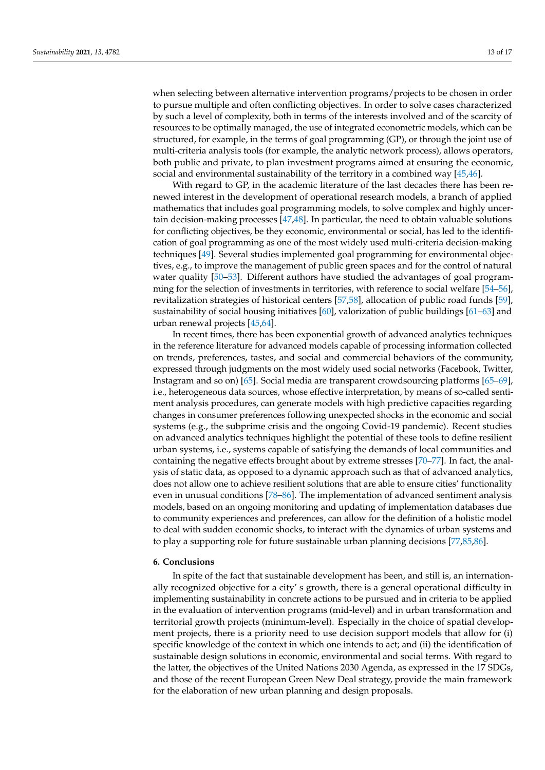when selecting between alternative intervention programs/projects to be chosen in order to pursue multiple and often conflicting objectives. In order to solve cases characterized by such a level of complexity, both in terms of the interests involved and of the scarcity of resources to be optimally managed, the use of integrated econometric models, which can be structured, for example, in the terms of goal programming (GP), or through the joint use of multi-criteria analysis tools (for example, the analytic network process), allows operators, both public and private, to plan investment programs aimed at ensuring the economic, social and environmental sustainability of the territory in a combined way [45,46].

With regard to GP, in the academic literature of the last decades there has been renewed interest in the development of operational research models, a branch of applied mathematics that includes goal programming models, to solve complex and highly uncertain decision-making processes [47,48]. In particular, the need to obtain valuable solutions for conflicting objectives, be they economic, environmental or social, has led to the identification of goal programming as one of the most widely used multi-criteria decision-making techniques [49]. Several studies implemented goal programming for environmental objectives, e.g., to improve the management of public green spaces and for the control of natural water quality [50–53]. Different authors have studied the advantages of goal programming for the selection of investments in territories, with reference to social welfare [54–56], revitalization strategies of historical centers [57,58], allocation of public road funds [59], sustainability of social housing initiatives [60], valorization of public buildings [61–63] and urban renewal projects [45,64].

In recent times, there has been exponential growth of advanced analytics techniques in the reference literature for advanced models capable of processing information collected on trends, preferences, tastes, and social and commercial behaviors of the community, expressed through judgments on the most widely used social networks (Facebook, Twitter, Instagram and so on) [65]. Social media are transparent crowdsourcing platforms [65–69], i.e., heterogeneous data sources, whose effective interpretation, by means of so-called sentiment analysis procedures, can generate models with high predictive capacities regarding changes in consumer preferences following unexpected shocks in the economic and social systems (e.g., the subprime crisis and the ongoing Covid-19 pandemic). Recent studies on advanced analytics techniques highlight the potential of these tools to define resilient urban systems, i.e., systems capable of satisfying the demands of local communities and containing the negative effects brought about by extreme stresses [70–77]. In fact, the analysis of static data, as opposed to a dynamic approach such as that of advanced analytics, does not allow one to achieve resilient solutions that are able to ensure cities' functionality even in unusual conditions [78–86]. The implementation of advanced sentiment analysis models, based on an ongoing monitoring and updating of implementation databases due to community experiences and preferences, can allow for the definition of a holistic model to deal with sudden economic shocks, to interact with the dynamics of urban systems and to play a supporting role for future sustainable urban planning decisions [77,85,86].

## 6. Conclusions

In spite of the fact that sustainable development has been, and still is, an internationally recognized objective for a city' s growth, there is a general operational difficulty in implementing sustainability in concrete actions to be pursued and in criteria to be applied in the evaluation of intervention programs (mid-level) and in urban transformation and territorial growth projects (minimum-level). Especially in the choice of spatial development projects, there is a priority need to use decision support models that allow for (i) specific knowledge of the context in which one intends to act; and (ii) the identification of sustainable design solutions in economic, environmental and social terms. With regard to the latter, the objectives of the United Nations 2030 Agenda, as expressed in the 17 SDGs, and those of the recent European Green New Deal strategy, provide the main framework for the elaboration of new urban planning and design proposals.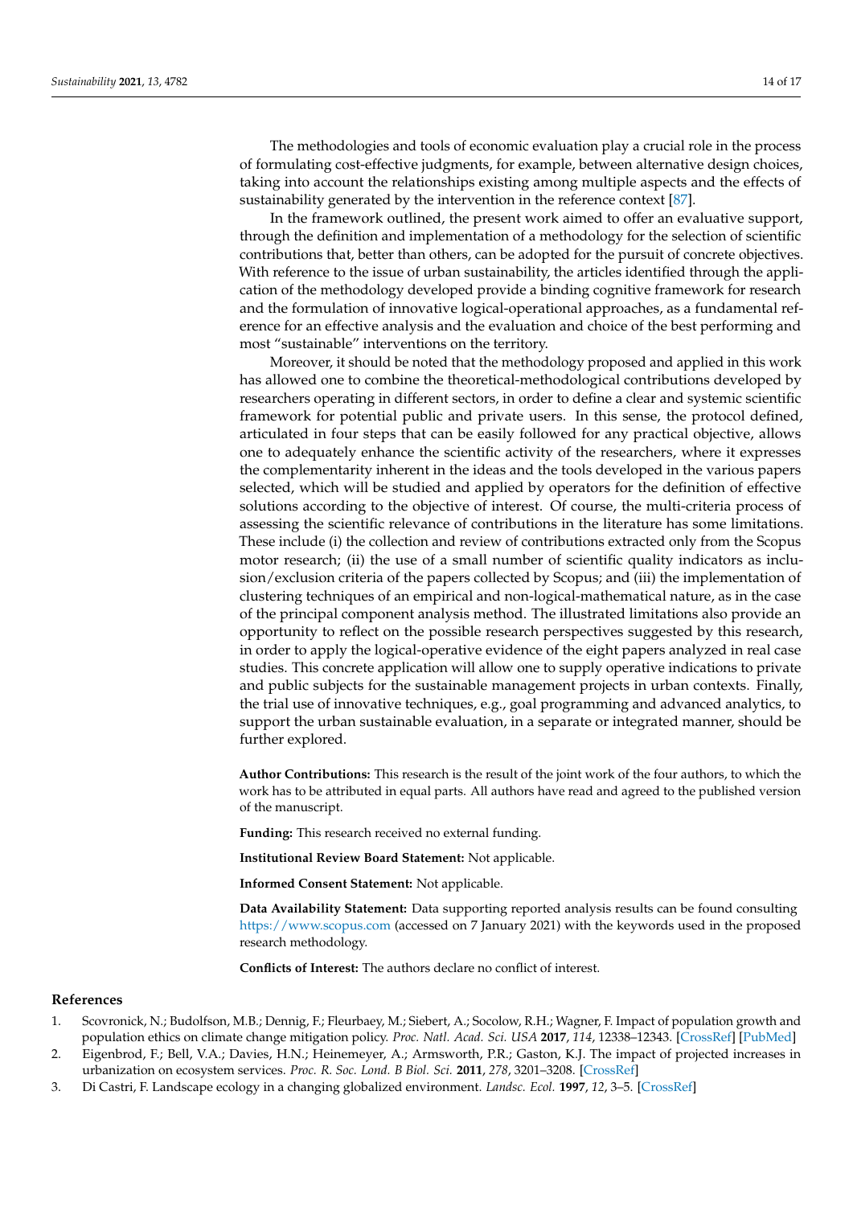The methodologies and tools of economic evaluation play a crucial role in the process of formulating cost-effective judgments, for example, between alternative design choices, taking into account the relationships existing among multiple aspects and the effects of sustainability generated by the intervention in the reference context [87].

In the framework outlined, the present work aimed to offer an evaluative support, through the definition and implementation of a methodology for the selection of scientific contributions that, better than others, can be adopted for the pursuit of concrete objectives. With reference to the issue of urban sustainability, the articles identified through the application of the methodology developed provide a binding cognitive framework for research and the formulation of innovative logical-operational approaches, as a fundamental reference for an effective analysis and the evaluation and choice of the best performing and most "sustainable" interventions on the territory.

Moreover, it should be noted that the methodology proposed and applied in this work has allowed one to combine the theoretical-methodological contributions developed by researchers operating in different sectors, in order to define a clear and systemic scientific framework for potential public and private users. In this sense, the protocol defined, articulated in four steps that can be easily followed for any practical objective, allows one to adequately enhance the scientific activity of the researchers, where it expresses the complementarity inherent in the ideas and the tools developed in the various papers selected, which will be studied and applied by operators for the definition of effective solutions according to the objective of interest. Of course, the multi-criteria process of assessing the scientific relevance of contributions in the literature has some limitations. These include (i) the collection and review of contributions extracted only from the Scopus motor research; (ii) the use of a small number of scientific quality indicators as inclusion/exclusion criteria of the papers collected by Scopus; and (iii) the implementation of clustering techniques of an empirical and non-logical-mathematical nature, as in the case of the principal component analysis method. The illustrated limitations also provide an opportunity to reflect on the possible research perspectives suggested by this research, in order to apply the logical-operative evidence of the eight papers analyzed in real case studies. This concrete application will allow one to supply operative indications to private and public subjects for the sustainable management projects in urban contexts. Finally, the trial use of innovative techniques, e.g., goal programming and advanced analytics, to support the urban sustainable evaluation, in a separate or integrated manner, should be further explored.

**Author Contributions:** This research is the result of the joint work of the four authors, to which the work has to be attributed in equal parts. All authors have read and agreed to the published version of the manuscript.

**Funding:** This research received no external funding.

**Institutional Review Board Statement:** Not applicable.

**Informed Consent Statement:** Not applicable.

**Data Availability Statement:** Data supporting reported analysis results can be found consulting https://www.scopus.com (accessed on 7 January 2021) with the keywords used in the proposed research methodology.

**Conflicts of Interest:** The authors declare no conflict of interest.

## References

1. Scovronick, N.; Budolfson, M.B.; Dennig, F.; Fleurbaey, M.; Siebert, A.; Socolow, R.H.; Wagner, F. Impact of population growth and population ethics on climate change mitigation policy. *Proc. Natl. Acad. Sci. USA* **2017**, *114*, 12338–12343. [CrossRef] [PubMed]
2. Eigenbrod, F.; Bell, V.A.; Davies, H.N.; Heinemeyer, A.; Armsworth, P.R.; Gaston, K.J. The impact of projected increases in urbanization on ecosystem services. *Proc. R. Soc. Lond. B Biol. Sci.* **2011**, *278*, 3201–3208. [CrossRef]
3. Di Castri, F. Landscape ecology in a changing globalized environment. *Landsc. Ecol.* **1997**, *12*, 3–5. [CrossRef]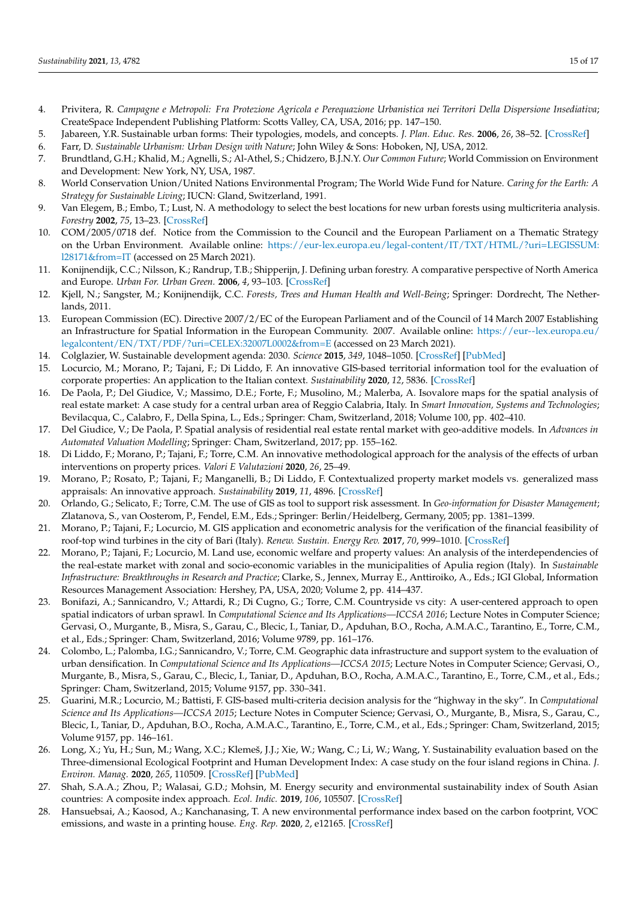4. Privitera, R. *Campagne e Metropoli: Fra Protezione Agricola e Perequazione Urbanistica nei Territori Della Dispersione Insediativa*; CreateSpace Independent Publishing Platform: Scotts Valley, CA, USA, 2016; pp. 147–150.
5. Jabareen, Y.R. Sustainable urban forms: Their typologies, models, and concepts. *J. Plan. Educ. Res.* **2006**, *26*, 38–52. [CrossRef]
6. Farr, D. *Sustainable Urbanism: Urban Design with Nature*; John Wiley & Sons: Hoboken, NJ, USA, 2012.
7. Brundtland, G.H.; Khalid, M.; Agnelli, S.; Al-Athel, S.; Chidzero, B.J.N.Y. *Our Common Future*; World Commission on Environment and Development: New York, NY, USA, 1987.
8. World Conservation Union/United Nations Environmental Program; The World Wide Fund for Nature. *Caring for the Earth: A Strategy for Sustainable Living*; IUCN: Gland, Switzerland, 1991.
9. Van Elegem, B.; Embo, T.; Lust, N. A methodology to select the best locations for new urban forests using multicriteria analysis. *Forestry* **2002**, *75*, 13–23. [CrossRef]
10. COM/2005/0718 def. Notice from the Commission to the Council and the European Parliament on a Thematic Strategy on the Urban Environment. Available online: https://eur-lex.europa.eu/legal-content/IT/TXT/HTML/?uri=LEGISSUM:l28171&from=IT (accessed on 25 March 2021).
11. Konijnendijk, C.C.; Nilsson, K.; Randrup, T.B.; Shipperijn, J. Defining urban forestry. A comparative perspective of North America and Europe. *Urban For. Urban Green.* **2006**, *4*, 93–103. [CrossRef]
12. Kjell, N.; Sangster, M.; Konijnendijk, C.C. *Forests, Trees and Human Health and Well-Being*; Springer: Dordrecht, The Netherlands, 2011.
13. European Commission (EC). Directive 2007/2/EC of the European Parliament and of the Council of 14 March 2007 Establishing an Infrastructure for Spatial Information in the European Community. 2007. Available online: https://eur--lex.europa.eu/legalcontent/EN/TXT/PDF/?uri=CELEX:32007L0002&from=E (accessed on 23 March 2021).
14. Colglazier, W. Sustainable development agenda: 2030. *Science* **2015**, *349*, 1048–1050. [CrossRef] [PubMed]
15. Locurcio, M.; Morano, P.; Tajani, F.; Di Liddo, F. An innovative GIS-based territorial information tool for the evaluation of corporate properties: An application to the Italian context. *Sustainability* **2020**, *12*, 5836. [CrossRef]
16. De Paola, P.; Del Giudice, V.; Massimo, D.E.; Forte, F.; Musolino, M.; Malerba, A. Isovalore maps for the spatial analysis of real estate market: A case study for a central urban area of Reggio Calabria, Italy. In *Smart Innovation, Systems and Technologies*; Bevilacqua, C., Calabro, F., Della Spina, L., Eds.; Springer: Cham, Switzerland, 2018; Volume 100, pp. 402–410.
17. Del Giudice, V.; De Paola, P. Spatial analysis of residential real estate rental market with geo-additive models. In *Advances in Automated Valuation Modelling*; Springer: Cham, Switzerland, 2017; pp. 155–162.
18. Di Liddo, F.; Morano, P.; Tajani, F.; Torre, C.M. An innovative methodological approach for the analysis of the effects of urban interventions on property prices. *Valori E Valutazioni* **2020**, *26*, 25–49.
19. Morano, P.; Rosato, P.; Tajani, F.; Manganelli, B.; Di Liddo, F. Contextualized property market models vs. generalized mass appraisals: An innovative approach. *Sustainability* **2019**, *11*, 4896. [CrossRef]
20. Orlando, G.; Selicato, F.; Torre, C.M. The use of GIS as tool to support risk assessment. In *Geo-information for Disaster Management*; Zlatanova, S., van Oosterom, P., Fendel, E.M., Eds.; Springer: Berlin/Heidelberg, Germany, 2005; pp. 1381–1399.
21. Morano, P.; Tajani, F.; Locurcio, M. GIS application and econometric analysis for the verification of the financial feasibility of roof-top wind turbines in the city of Bari (Italy). *Renew. Sustain. Energy Rev.* **2017**, *70*, 999–1010. [CrossRef]
22. Morano, P.; Tajani, F.; Locurcio, M. Land use, economic welfare and property values: An analysis of the interdependencies of the real-estate market with zonal and socio-economic variables in the municipalities of Apulia region (Italy). In *Sustainable Infrastructure: Breakthroughs in Research and Practice*; Clarke, S., Jennex, Murray E., Anttiroiko, A., Eds.; IGI Global, Information Resources Management Association: Hershey, PA, USA, 2020; Volume 2, pp. 414–437.
23. Bonifazi, A.; Sannicandro, V.; Attardi, R.; Di Cugno, G.; Torre, C.M. Countryside vs city: A user-centered approach to open spatial indicators of urban sprawl. In *Computational Science and Its Applications—ICCSA 2016*; Lecture Notes in Computer Science; Gervasi, O., Murgante, B., Misra, S., Garau, C., Blecic, I., Taniar, D., Apduhan, B.O., Rocha, A.M.A.C., Tarantino, E., Torre, C.M., et al., Eds.; Springer: Cham, Switzerland, 2016; Volume 9789, pp. 161–176.
24. Colombo, L.; Palomba, I.G.; Sannicandro, V.; Torre, C.M. Geographic data infrastructure and support system to the evaluation of urban densification. In *Computational Science and Its Applications—ICCSA 2015*; Lecture Notes in Computer Science; Gervasi, O., Murgante, B., Misra, S., Garau, C., Blecic, I., Taniar, D., Apduhan, B.O., Rocha, A.M.A.C., Tarantino, E., Torre, C.M., et al., Eds.; Springer: Cham, Switzerland, 2015; Volume 9157, pp. 330–341.
25. Guarini, M.R.; Locurcio, M.; Battisti, F. GIS-based multi-criteria decision analysis for the "highway in the sky". In *Computational Science and Its Applications—ICCSA 2015*; Lecture Notes in Computer Science; Gervasi, O., Murgante, B., Misra, S., Garau, C., Blecic, I., Taniar, D., Apduhan, B.O., Rocha, A.M.A.C., Tarantino, E., Torre, C.M., et al., Eds.; Springer: Cham, Switzerland, 2015; Volume 9157, pp. 146–161.
26. Long, X.; Yu, H.; Sun, M.; Wang, X.C.; Klemeš, J.J.; Xie, W.; Wang, C.; Li, W.; Wang, Y. Sustainability evaluation based on the Three-dimensional Ecological Footprint and Human Development Index: A case study on the four island regions in China. *J. Environ. Manag.* **2020**, *265*, 110509. [CrossRef] [PubMed]
27. Shah, S.A.A.; Zhou, P.; Walasai, G.D.; Mohsin, M. Energy security and environmental sustainability index of South Asian countries: A composite index approach. *Ecol. Indic.* **2019**, *106*, 105507. [CrossRef]
28. Hansuebsai, A.; Kaosod, A.; Kanchanasing, T. A new environmental performance index based on the carbon footprint, VOC emissions, and waste in a printing house. *Eng. Rep.* **2020**, *2*, e12165. [CrossRef]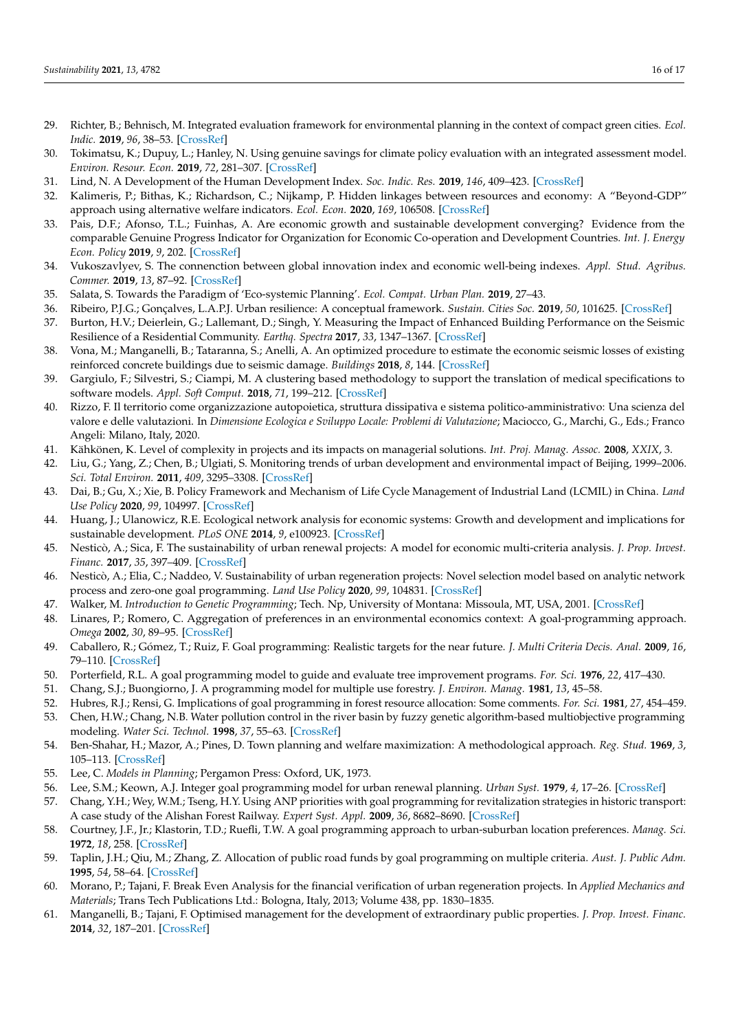29. Richter, B.; Behnisch, M. Integrated evaluation framework for environmental planning in the context of compact green cities. *Ecol. Indic.* **2019**, *96*, 38–53. [CrossRef]
30. Tokimatsu, K.; Dupuy, L.; Hanley, N. Using genuine savings for climate policy evaluation with an integrated assessment model. *Environ. Resour. Econ.* **2019**, *72*, 281–307. [CrossRef]
31. Lind, N. A Development of the Human Development Index. *Soc. Indic. Res.* **2019**, *146*, 409–423. [CrossRef]
32. Kalimeris, P.; Bithas, K.; Richardson, C.; Nijkamp, P. Hidden linkages between resources and economy: A "Beyond-GDP" approach using alternative welfare indicators. *Ecol. Econ.* **2020**, *169*, 106508. [CrossRef]
33. Pais, D.F.; Afonso, T.L.; Fuinhas, A. Are economic growth and sustainable development converging? Evidence from the comparable Genuine Progress Indicator for Organization for Economic Co-operation and Development Countries. *Int. J. Energy Econ. Policy* **2019**, *9*, 202. [CrossRef]
34. Vukoszavlyev, S. The connection between global innovation index and economic well-being indexes. *Appl. Stud. Agribus. Commer.* **2019**, *13*, 87–92. [CrossRef]
35. Salata, S. Towards the Paradigm of 'Eco-systemic Planning'. *Ecol. Compat. Urban Plan.* **2019**, 27–43.
36. Ribeiro, P.J.G.; Gonçalves, L.A.P.J. Urban resilience: A conceptual framework. *Sustain. Cities Soc.* **2019**, *50*, 101625. [CrossRef]
37. Burton, H.V.; Deierlein, G.; Lallemant, D.; Singh, Y. Measuring the Impact of Enhanced Building Performance on the Seismic Resilience of a Residential Community. *Earthq. Spectra* **2017**, *33*, 1347–1367. [CrossRef]
38. Vona, M.; Manganelli, B.; Tataranna, S.; Anelli, A. An optimized procedure to estimate the economic seismic losses of existing reinforced concrete buildings due to seismic damage. *Buildings* **2018**, *8*, 144. [CrossRef]
39. Gargiulo, F.; Silvestri, S.; Ciampi, M. A clustering based methodology to support the translation of medical specifications to software models. *Appl. Soft Comput.* **2018**, *71*, 199–212. [CrossRef]
40. Rizzo, F. Il territorio come organizzazione autopoietica, struttura dissipativa e sistema politico-amministrativo: Una scienza del valore e delle valutazioni. In *Dimensione Ecologica e Sviluppo Locale: Problemi di Valutazione*; Maciocco, G., Marchi, G., Eds.; Franco Angeli: Milano, Italy, 2020.
41. Kähkönen, K. Level of complexity in projects and its impacts on managerial solutions. *Int. Proj. Manag. Assoc.* **2008**, *XXIX*, 3.
42. Liu, G.; Yang, Z.; Chen, B.; Ulgiati, S. Monitoring trends of urban development and environmental impact of Beijing, 1999–2006. *Sci. Total Environ.* **2011**, *409*, 3295–3308. [CrossRef]
43. Dai, B.; Gu, X.; Xie, B. Policy Framework and Mechanism of Life Cycle Management of Industrial Land (LCMIL) in China. *Land Use Policy* **2020**, *99*, 104997. [CrossRef]
44. Huang, J.; Ulanowicz, R.E. Ecological network analysis for economic systems: Growth and development and implications for sustainable development. *PLoS ONE* **2014**, *9*, e100923. [CrossRef]
45. Nesticò, A.; Sica, F. The sustainability of urban renewal projects: A model for economic multi-criteria analysis. *J. Prop. Invest. Financ.* **2017**, *35*, 397–409. [CrossRef]
46. Nesticò, A.; Elia, C.; Naddeo, V. Sustainability of urban regeneration projects: Novel selection model based on analytic network process and zero-one goal programming. *Land Use Policy* **2020**, *99*, 104831. [CrossRef]
47. Walker, M. *Introduction to Genetic Programming*; Tech. Np, University of Montana: Missoula, MT, USA, 2001. [CrossRef]
48. Linares, P.; Romero, C. Aggregation of preferences in an environmental economics context: A goal-programming approach. *Omega* **2002**, *30*, 89–95. [CrossRef]
49. Caballero, R.; Gómez, T.; Ruiz, F. Goal programming: Realistic targets for the near future. *J. Multi Criteria Decis. Anal.* **2009**, *16*, 79–110. [CrossRef]
50. Porterfield, R.L. A goal programming model to guide and evaluate tree improvement programs. *For. Sci.* **1976**, *22*, 417–430.
51. Chang, S.J.; Buongiorno, J. A programming model for multiple use forestry. *J. Environ. Manag.* **1981**, *13*, 45–58.
52. Hubres, R.J.; Rensi, G. Implications of goal programming in forest resource allocation: Some comments. *For. Sci.* **1981**, *27*, 454–459.
53. Chen, H.W.; Chang, N.B. Water pollution control in the river basin by fuzzy genetic algorithm-based multiobjective programming modeling. *Water Sci. Technol.* **1998**, *37*, 55–63. [CrossRef]
54. Ben-Shahar, H.; Mazor, A.; Pines, D. Town planning and welfare maximization: A methodological approach. *Reg. Stud.* **1969**, *3*, 105–113. [CrossRef]
55. Lee, C. *Models in Planning*; Pergamon Press: Oxford, UK, 1973.
56. Lee, S.M.; Keown, A.J. Integer goal programming model for urban renewal planning. *Urban Syst.* **1979**, *4*, 17–26. [CrossRef]
57. Chang, Y.H.; Wey, W.M.; Tseng, H.Y. Using ANP priorities with goal programming for revitalization strategies in historic transport: A case study of the Alishan Forest Railway. *Expert Syst. Appl.* **2009**, *36*, 8682–8690. [CrossRef]
58. Courtney, J.F., Jr.; Klastorin, T.D.; Ruefli, T.W. A goal programming approach to urban-suburban location preferences. *Manag. Sci.* **1972**, *18*, 258. [CrossRef]
59. Taplin, J.H.; Qiu, M.; Zhang, Z. Allocation of public road funds by goal programming on multiple criteria. *Aust. J. Public Adm.* **1995**, *54*, 58–64. [CrossRef]
60. Morano, P.; Tajani, F. Break Even Analysis for the financial verification of urban regeneration projects. In *Applied Mechanics and Materials*; Trans Tech Publications Ltd.: Bologna, Italy, 2013; Volume 438, pp. 1830–1835.
61. Manganelli, B.; Tajani, F. Optimised management for the development of extraordinary public properties. *J. Prop. Invest. Financ.* **2014**, *32*, 187–201. [CrossRef]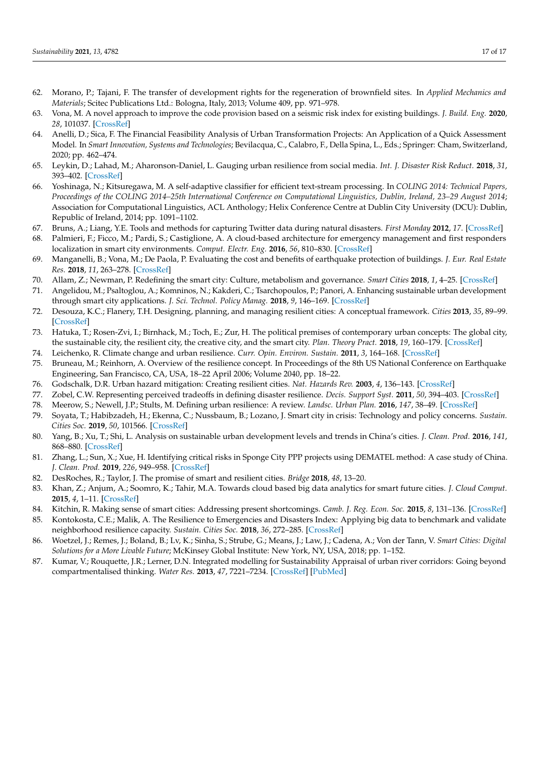62. Morano, P.; Tajani, F. The transfer of development rights for the regeneration of brownfield sites. In *Applied Mechanics and Materials*; Scitec Publications Ltd.: Bologna, Italy, 2013; Volume 409, pp. 971–978.
63. Vona, M. A novel approach to improve the code provision based on a seismic risk index for existing buildings. *J. Build. Eng.* **2020**, *28*, 101037. [CrossRef]
64. Anelli, D.; Sica, F. The Financial Feasibility Analysis of Urban Transformation Projects: An Application of a Quick Assessment Model. In *Smart Innovation, Systems and Technologies*; Bevilacqua, C., Calabro, F., Della Spina, L., Eds.; Springer: Cham, Switzerland, 2020; pp. 462–474.
65. Leykin, D.; Lahad, M.; Aharonson-Daniel, L. Gauging urban resilience from social media. *Int. J. Disaster Risk Reduct.* **2018**, *31*, 393–402. [CrossRef]
66. Yoshinaga, N.; Kitsuregawa, M. A self-adaptive classifier for efficient text-stream processing. In *COLING 2014: Technical Papers, Proceedings of the COLING 2014–25th International Conference on Computational Linguistics, Dublin, Ireland, 23–29 August 2014*; Association for Computational Linguistics, ACL Anthology; Helix Conference Centre at Dublin City University (DCU): Dublin, Republic of Ireland, 2014; pp. 1091–1102.
67. Bruns, A.; Liang, Y.E. Tools and methods for capturing Twitter data during natural disasters. *First Monday* **2012**, *17*. [CrossRef]
68. Palmieri, F.; Ficco, M.; Pardi, S.; Castiglione, A. A cloud-based architecture for emergency management and first responders localization in smart city environments. *Comput. Electr. Eng.* **2016**, *56*, 810–830. [CrossRef]
69. Manganelli, B.; Vona, M.; De Paola, P. Evaluating the cost and benefits of earthquake protection of buildings. *J. Eur. Real Estate Res.* **2018**, *11*, 263–278. [CrossRef]
70. Allam, Z.; Newman, P. Redefining the smart city: Culture, metabolism and governance. *Smart Cities* **2018**, *1*, 4–25. [CrossRef]
71. Angelidou, M.; Psaltoglou, A.; Komninos, N.; Kakderi, C.; Tsarchopoulos, P.; Panori, A. Enhancing sustainable urban development through smart city applications. *J. Sci. Technol. Policy Manag.* **2018**, *9*, 146–169. [CrossRef]
72. Desouza, K.C.; Flanery, T.H. Designing, planning, and managing resilient cities: A conceptual framework. *Cities* **2013**, *35*, 89–99. [CrossRef]
73. Hatuka, T.; Rosen-Zvi, I.; Birnhack, M.; Toch, E.; Zur, H. The political premises of contemporary urban concepts: The global city, the sustainable city, the resilient city, the creative city, and the smart city. *Plan. Theory Pract.* **2018**, *19*, 160–179. [CrossRef]
74. Leichenko, R. Climate change and urban resilience. *Curr. Opin. Environ. Sustain.* **2011**, *3*, 164–168. [CrossRef]
75. Bruneau, M.; Reinhorn, A. Overview of the resilience concept. In Proceedings of the 8th US National Conference on Earthquake Engineering, San Francisco, CA, USA, 18–22 April 2006; Volume 2040, pp. 18–22.
76. Godschalk, D.R. Urban hazard mitigation: Creating resilient cities. *Nat. Hazards Rev.* **2003**, *4*, 136–143. [CrossRef]
77. Zobel, C.W. Representing perceived tradeoffs in defining disaster resilience. *Decis. Support Syst.* **2011**, *50*, 394–403. [CrossRef]
78. Meerow, S.; Newell, J.P.; Stults, M. Defining urban resilience: A review. *Landsc. Urban Plan.* **2016**, *147*, 38–49. [CrossRef]
79. Soyata, T.; Habibzadeh, H.; Ekenna, C.; Nussbaum, B.; Lozano, J. Smart city in crisis: Technology and policy concerns. *Sustain. Cities Soc.* **2019**, *50*, 101566. [CrossRef]
80. Yang, B.; Xu, T.; Shi, L. Analysis on sustainable urban development levels and trends in China's cities. *J. Clean. Prod.* **2016**, *141*, 868–880. [CrossRef]
81. Zhang, L.; Sun, X.; Xue, H. Identifying critical risks in Sponge City PPP projects using DEMATEL method: A case study of China. *J. Clean. Prod.* **2019**, *226*, 949–958. [CrossRef]
82. DesRoches, R.; Taylor, J. The promise of smart and resilient cities. *Bridge* **2018**, *48*, 13–20.
83. Khan, Z.; Anjum, A.; Soomro, K.; Tahir, M.A. Towards cloud based big data analytics for smart future cities. *J. Cloud Comput.* **2015**, *4*, 1–11. [CrossRef]
84. Kitchin, R. Making sense of smart cities: Addressing present shortcomings. *Camb. J. Reg. Econ. Soc.* **2015**, *8*, 131–136. [CrossRef]
85. Kontokosta, C.E.; Malik, A. The Resilience to Emergencies and Disasters Index: Applying big data to benchmark and validate neighborhood resilience capacity. *Sustain. Cities Soc.* **2018**, *36*, 272–285. [CrossRef]
86. Woetzel, J.; Remes, J.; Boland, B.; Lv, K.; Sinha, S.; Strube, G.; Means, J.; Law, J.; Cadena, A.; Von der Tann, V. *Smart Cities: Digital Solutions for a More Livable Future*; McKinsey Global Institute: New York, NY, USA, 2018; pp. 1–152.
87. Kumar, V.; Rouquette, J.R.; Lerner, D.N. Integrated modelling for Sustainability Appraisal of urban river corridors: Going beyond compartmentalised thinking. *Water Res.* **2013**, *47*, 7221–7234. [CrossRef] [PubMed]